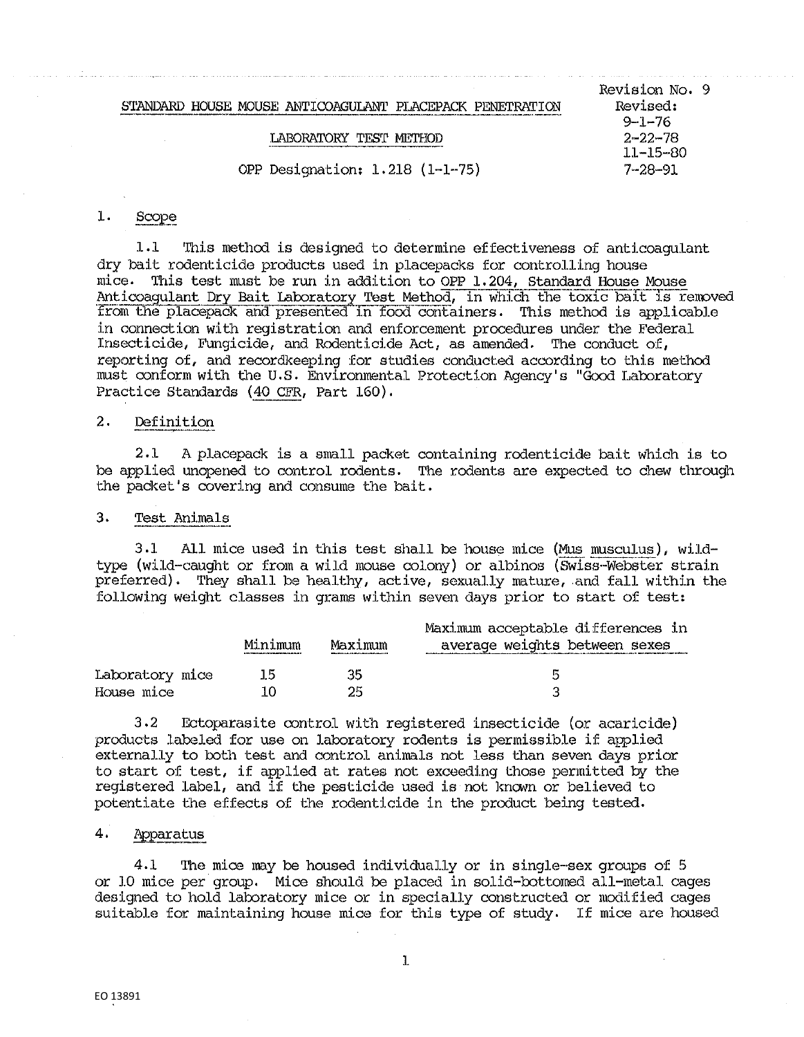STANDARD HOUSE MOUSE ANTICOAGULANT PLACEPACK PENETRATION

LABORATORY TEST METHOD

OPP Designation: 1.218 (1-1-75)

Revision No. 9
Revised:
9-1-76
2-22-78
11-15-80
7-28-91

## 1. Scope

1.1 This method is designed to determine effectiveness of anticoagulant dry bait rodenticide products used in placepacks for controlling house mice. This test must be run in addition to OPP 1.204, Standard House Mouse Anticoagulant Dry Bait Laboratory Test Method, in which the toxic bait is removed from the placepack and presented in food containers. This method is applicable in connection with registration and enforcement procedures under the Federal Insecticide, Fungicide, and Rodenticide Act, as amended. The conduct of, reporting of, and recordkeeping for studies conducted according to this method must conform with the U.S. Environmental Protection Agency's "Good Laboratory Practice Standards (40 CFR, Part 160).

## 2. Definition

2.1 A placepack is a small packet containing rodenticide bait which is to be applied unopened to control rodents. The rodents are expected to chew through the packet's covering and consume the bait.

## 3. Test Animals

3.1 All mice used in this test shall be house mice (*Mus musculus*), wild-type (wild-caught or from a wild mouse colony) or albinos (Swiss-Webster strain preferred). They shall be healthy, active, sexually mature, and fall within the following weight classes in grams within seven days prior to start of test:

| | Minimum | Maximum | Maximum acceptable differences in average weights between sexes |
|---|---|---|---|
| Laboratory mice | 15 | 35 | 5 |
| House mice | 10 | 25 | 3 |

3.2 Ectoparasite control with registered insecticide (or acaricide) products labeled for use on laboratory rodents is permissible if applied externally to both test and control animals not less than seven days prior to start of test, if applied at rates not exceeding those permitted by the registered label, and if the pesticide used is not known or believed to potentiate the effects of the rodenticide in the product being tested.

## 4. Apparatus

4.1 The mice may be housed individually or in single-sex groups of 5 or 10 mice per group. Mice should be placed in solid-bottomed all-metal cages designed to hold laboratory mice or in specially constructed or modified cages suitable for maintaining house mice for this type of study. If mice are housed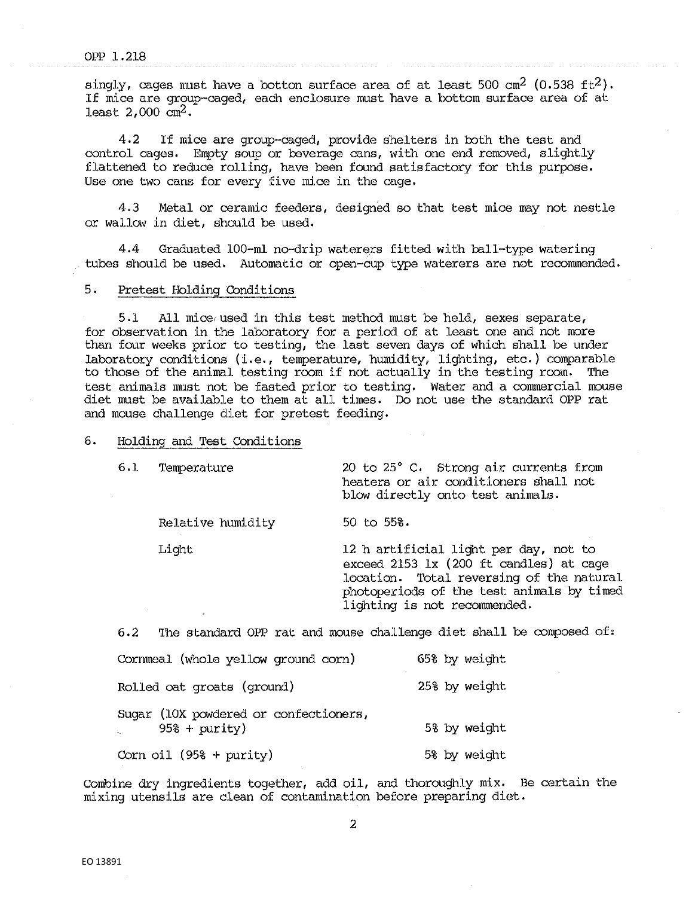singly, cages must have a botton surface area of at least 500 $cm^2$ (0.538 $ft^2$). If mice are group-caged, each enclosure must have a bottom surface area of at least 2,000 $cm^2$.

4.2 If mice are group-caged, provide shelters in both the test and control cages. Empty soup or beverage cans, with one end removed, slightly flattened to reduce rolling, have been found satisfactory for this purpose. Use one two cans for every five mice in the cage.

4.3 Metal or ceramic feeders, designed so that test mice may not nestle or wallow in diet, should be used.

4.4 Graduated 100-ml no-drip waterers fitted with ball-type watering tubes should be used. Automatic or open-cup type waterers are not recommended.

5. Pretest Holding Conditions

5.1 All mice used in this test method must be held, sexes separate, for observation in the laboratory for a period of at least one and not more than four weeks prior to testing, the last seven days of which shall be under laboratory conditions (i.e., temperature, humidity, lighting, etc.) comparable to those of the animal testing room if not actually in the testing room. The test animals must not be fasted prior to testing. Water and a commercial mouse diet must be available to them at all times. Do not use the standard OPP rat and mouse challenge diet for pretest feeding.

6. Holding and Test Conditions

| | |
|---|---|
| 6.1 Temperature | 20 to 25° C. Strong air currents from heaters or air conditioners shall not blow directly onto test animals. |
| Relative humidity | 50 to 55%. |
| Light | 12 h artificial light per day, not to exceed 2153 lx (200 ft candles) at cage location. Total reversing of the natural photoperiods of the test animals by timed lighting is not recommended. |

6.2 The standard OPP rat and mouse challenge diet shall be composed of:

| | |
|---|---|
| Cornmeal (whole yellow ground corn) | 65% by weight |
| Rolled oat groats (ground) | 25% by weight |
| Sugar (10X powdered or confectioners, 95% + purity) | 5% by weight |
| Corn oil (95% + purity) | 5% by weight |

Combine dry ingredients together, add oil, and thoroughly mix. Be certain the mixing utensils are clean of contamination before preparing diet.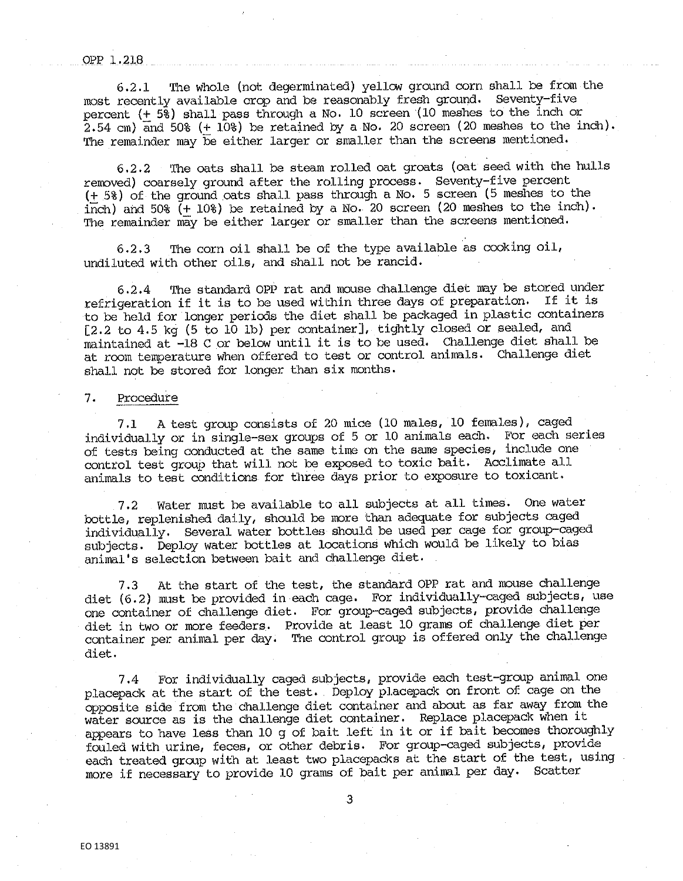6.2.1 The whole (not degerminated) yellow ground corn shall be from the most recently available crop and be reasonably fresh ground. Seventy-five percent (± 5%) shall pass through a No. 10 screen (10 meshes to the inch or 2.54 cm) and 50% (± 10%) be retained by a No. 20 screen (20 meshes to the inch). The remainder may be either larger or smaller than the screens mentioned.

6.2.2 The oats shall be steam rolled oat groats (oat seed with the hulls removed) coarsely ground after the rolling process. Seventy-five percent (± 5%) of the ground oats shall pass through a No. 5 screen (5 meshes to the inch) and 50% (± 10%) be retained by a No. 20 screen (20 meshes to the inch). The remainder may be either larger or smaller than the screens mentioned.

6.2.3 The corn oil shall be of the type available as cooking oil, undiluted with other oils, and shall not be rancid.

6.2.4 The standard OPP rat and mouse challenge diet may be stored under refrigeration if it is to be used within three days of preparation. If it is to be held for longer periods the diet shall be packaged in plastic containers [2.2 to 4.5 kg (5 to 10 lb) per container], tightly closed or sealed, and maintained at -18 C or below until it is to be used. Challenge diet shall be at room temperature when offered to test or control animals. Challenge diet shall not be stored for longer than six months.

## 7. Procedure

7.1 A test group consists of 20 mice (10 males, 10 females), caged individually or in single-sex groups of 5 or 10 animals each. For each series of tests being conducted at the same time on the same species, include one control test group that will not be exposed to toxic bait. Acclimate all animals to test conditions for three days prior to exposure to toxicant.

7.2 Water must be available to all subjects at all times. One water bottle, replenished daily, should be more than adequate for subjects caged individually. Several water bottles should be used per cage for group-caged subjects. Deploy water bottles at locations which would be likely to bias animal's selection between bait and challenge diet.

7.3 At the start of the test, the standard OPP rat and mouse challenge diet (6.2) must be provided in each cage. For individually-caged subjects, use one container of challenge diet. For group-caged subjects, provide challenge diet in two or more feeders. Provide at least 10 grams of challenge diet per container per animal per day. The control group is offered only the challenge diet.

7.4 For individually caged subjects, provide each test-group animal one placepack at the start of the test. Deploy placepack on front of cage on the opposite side from the challenge diet container and about as far away from the water source as is the challenge diet container. Replace placepack when it appears to have less than 10 g of bait left in it or if bait becomes thoroughly fouled with urine, feces, or other debris. For group-caged subjects, provide each treated group with at least two placepacks at the start of the test, using more if necessary to provide 10 grams of bait per animal per day. Scatter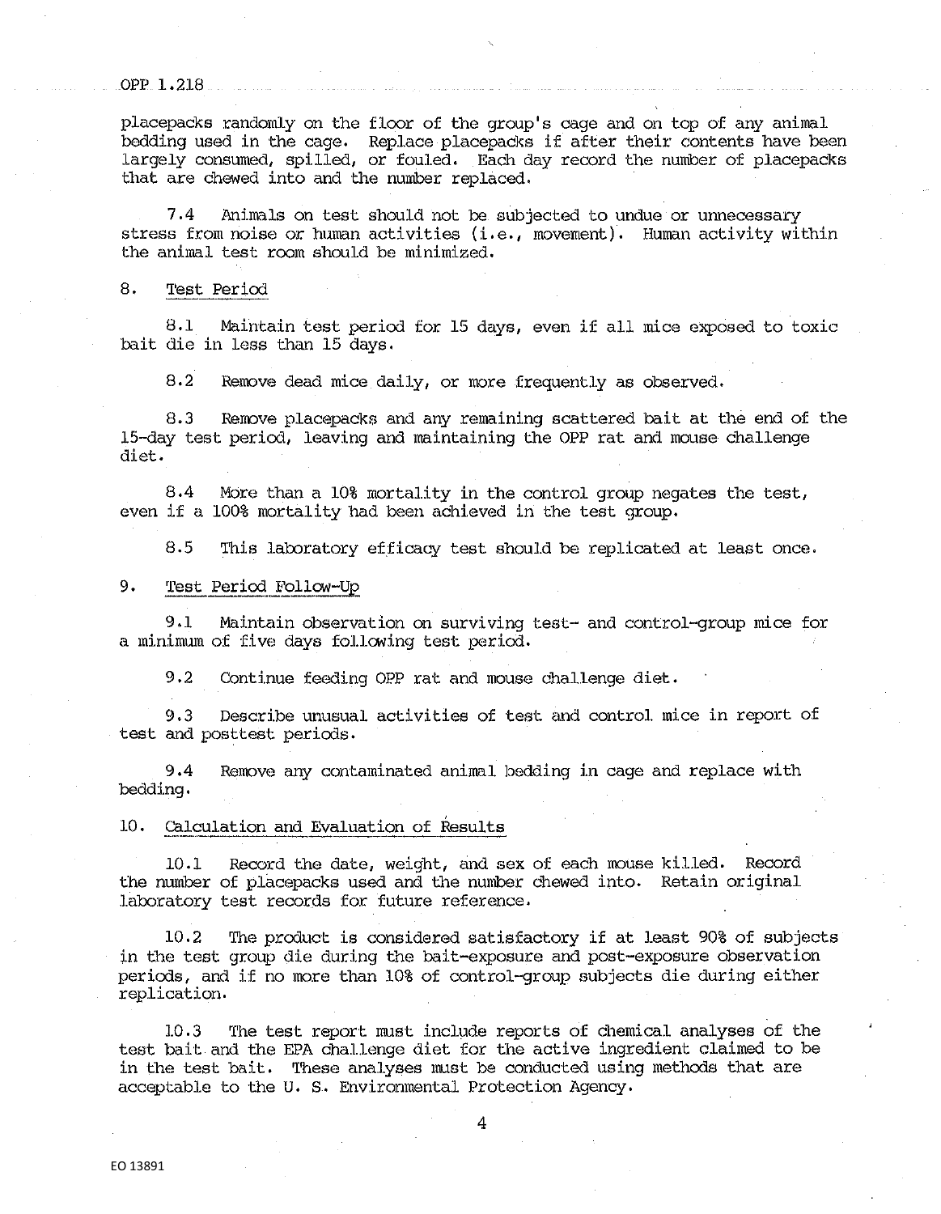placepacks randomly on the floor of the group's cage and on top of any animal bedding used in the cage. Replace placepacks if after their contents have been largely consumed, spilled, or fouled. Each day record the number of placepacks that are chewed into and the number replaced.

7.4 Animals on test should not be subjected to undue or unnecessary stress from noise or human activities (i.e., movement). Human activity within the animal test room should be minimized.

8. Test Period

8.1 Maintain test period for 15 days, even if all mice exposed to toxic bait die in less than 15 days.

8.2 Remove dead mice daily, or more frequently as observed.

8.3 Remove placepacks and any remaining scattered bait at the end of the 15-day test period, leaving and maintaining the OPP rat and mouse challenge diet.

8.4 More than a 10% mortality in the control group negates the test, even if a 100% mortality had been achieved in the test group.

8.5 This laboratory efficacy test should be replicated at least once.

9. Test Period Follow-Up

9.1 Maintain observation on surviving test- and control-group mice for a minimum of five days following test period.

9.2 Continue feeding OPP rat and mouse challenge diet.

9.3 Describe unusual activities of test and control mice in report of test and posttest periods.

9.4 Remove any contaminated animal bedding in cage and replace with bedding.

10. Calculation and Evaluation of Results

10.1 Record the date, weight, and sex of each mouse killed. Record the number of placepacks used and the number chewed into. Retain original laboratory test records for future reference.

10.2 The product is considered satisfactory if at least 90% of subjects in the test group die during the bait-exposure and post-exposure observation periods, and if no more than 10% of control-group subjects die during either replication.

10.3 The test report must include reports of chemical analyses of the test bait and the EPA challenge diet for the active ingredient claimed to be in the test bait. These analyses must be conducted using methods that are acceptable to the U. S. Environmental Protection Agency.